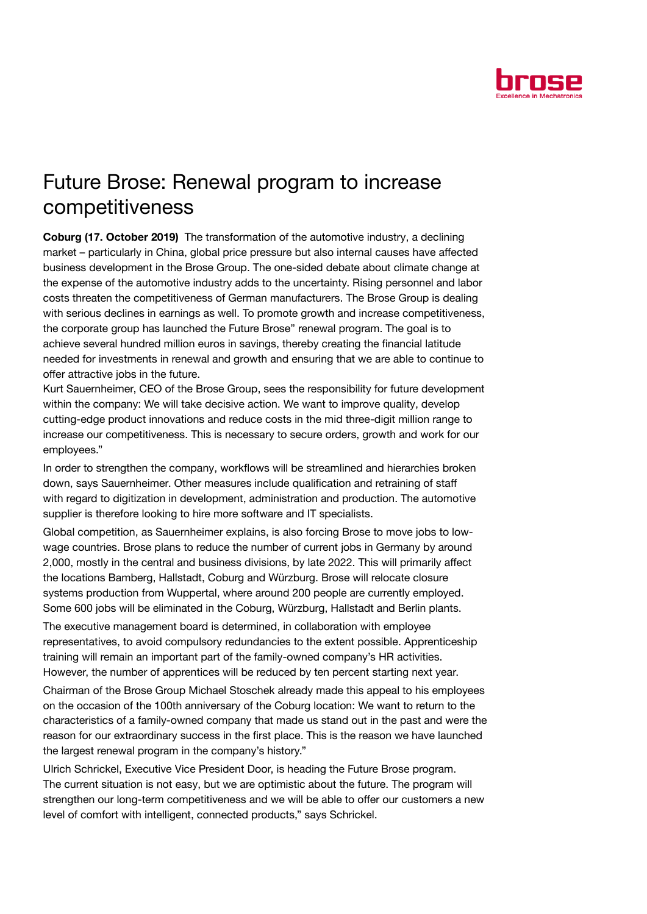# Future Brose: Renewal program to increase competitiveness

**Coburg (17. October 2019)** The transformation of the automotive industry, a declining market – particularly in China, global price pressure but also internal causes have affected business development in the Brose Group. The one-sided debate about climate change at the expense of the automotive industry adds to the uncertainty. Rising personnel and labor costs threaten the competitiveness of German manufacturers. The Brose Group is dealing with serious declines in earnings as well. To promote growth and increase competitiveness, the corporate group has launched the Future Brose" renewal program. The goal is to achieve several hundred million euros in savings, thereby creating the financial latitude needed for investments in renewal and growth and ensuring that we are able to continue to offer attractive jobs in the future.

Kurt Sauernheimer, CEO of the Brose Group, sees the responsibility for future development within the company: We will take decisive action. We want to improve quality, develop cutting-edge product innovations and reduce costs in the mid three-digit million range to increase our competitiveness. This is necessary to secure orders, growth and work for our employees."

In order to strengthen the company, workflows will be streamlined and hierarchies broken down, says Sauernheimer. Other measures include qualification and retraining of staff with regard to digitization in development, administration and production. The automotive supplier is therefore looking to hire more software and IT specialists.

Global competition, as Sauernheimer explains, is also forcing Brose to move jobs to low-wage countries. Brose plans to reduce the number of current jobs in Germany by around 2,000, mostly in the central and business divisions, by late 2022. This will primarily affect the locations Bamberg, Hallstadt, Coburg and Würzburg. Brose will relocate closure systems production from Wuppertal, where around 200 people are currently employed. Some 600 jobs will be eliminated in the Coburg, Würzburg, Hallstadt and Berlin plants.

The executive management board is determined, in collaboration with employee representatives, to avoid compulsory redundancies to the extent possible. Apprenticeship training will remain an important part of the family-owned company's HR activities. However, the number of apprentices will be reduced by ten percent starting next year.

Chairman of the Brose Group Michael Stoschek already made this appeal to his employees on the occasion of the 100th anniversary of the Coburg location: We want to return to the characteristics of a family-owned company that made us stand out in the past and were the reason for our extraordinary success in the first place. This is the reason we have launched the largest renewal program in the company's history."

Ulrich Schrickel, Executive Vice President Door, is heading the Future Brose program. The current situation is not easy, but we are optimistic about the future. The program will strengthen our long-term competitiveness and we will be able to offer our customers a new level of comfort with intelligent, connected products," says Schrickel.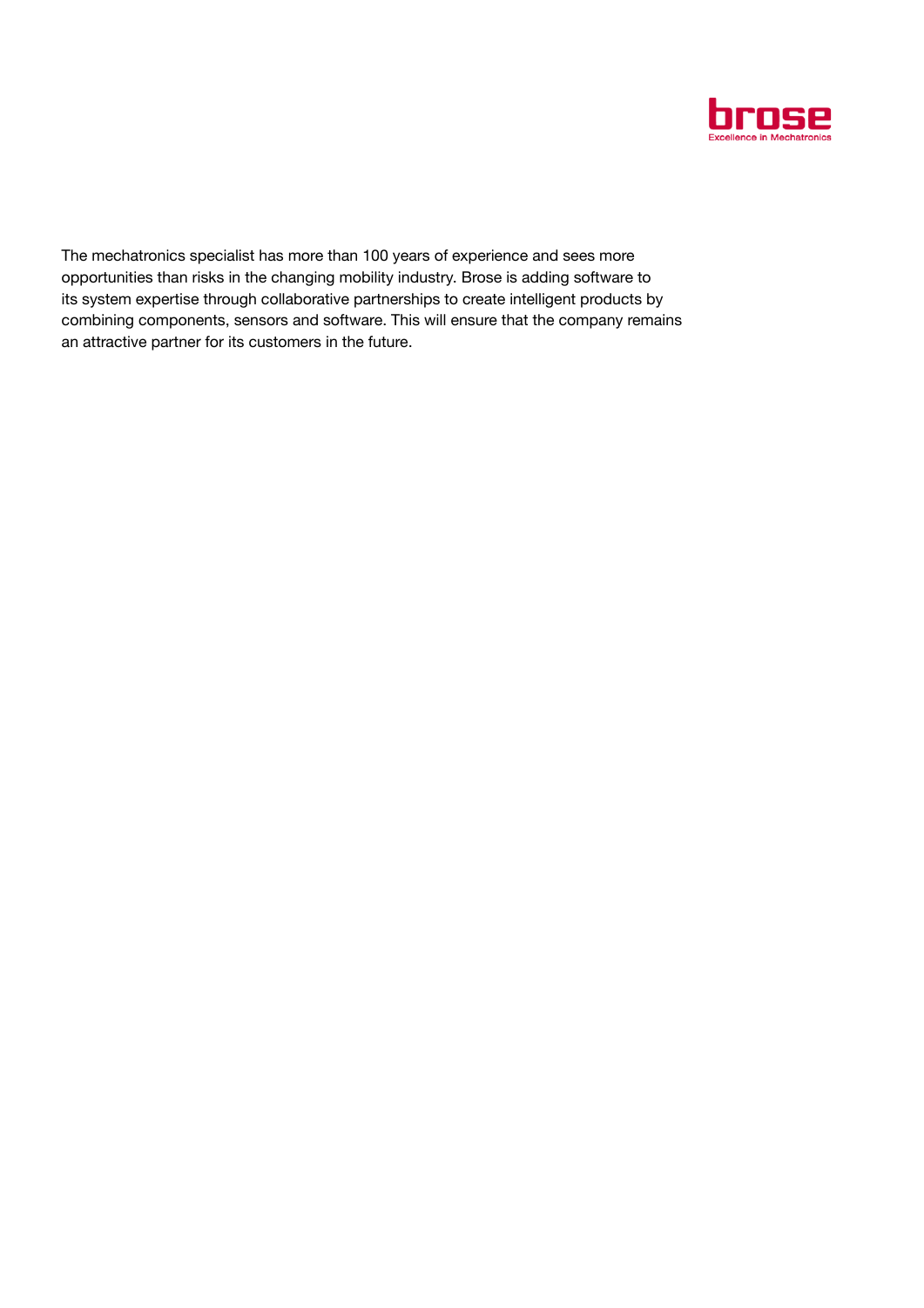The mechatronics specialist has more than 100 years of experience and sees more opportunities than risks in the changing mobility industry. Brose is adding software to its system expertise through collaborative partnerships to create intelligent products by combining components, sensors and software. This will ensure that the company remains an attractive partner for its customers in the future.